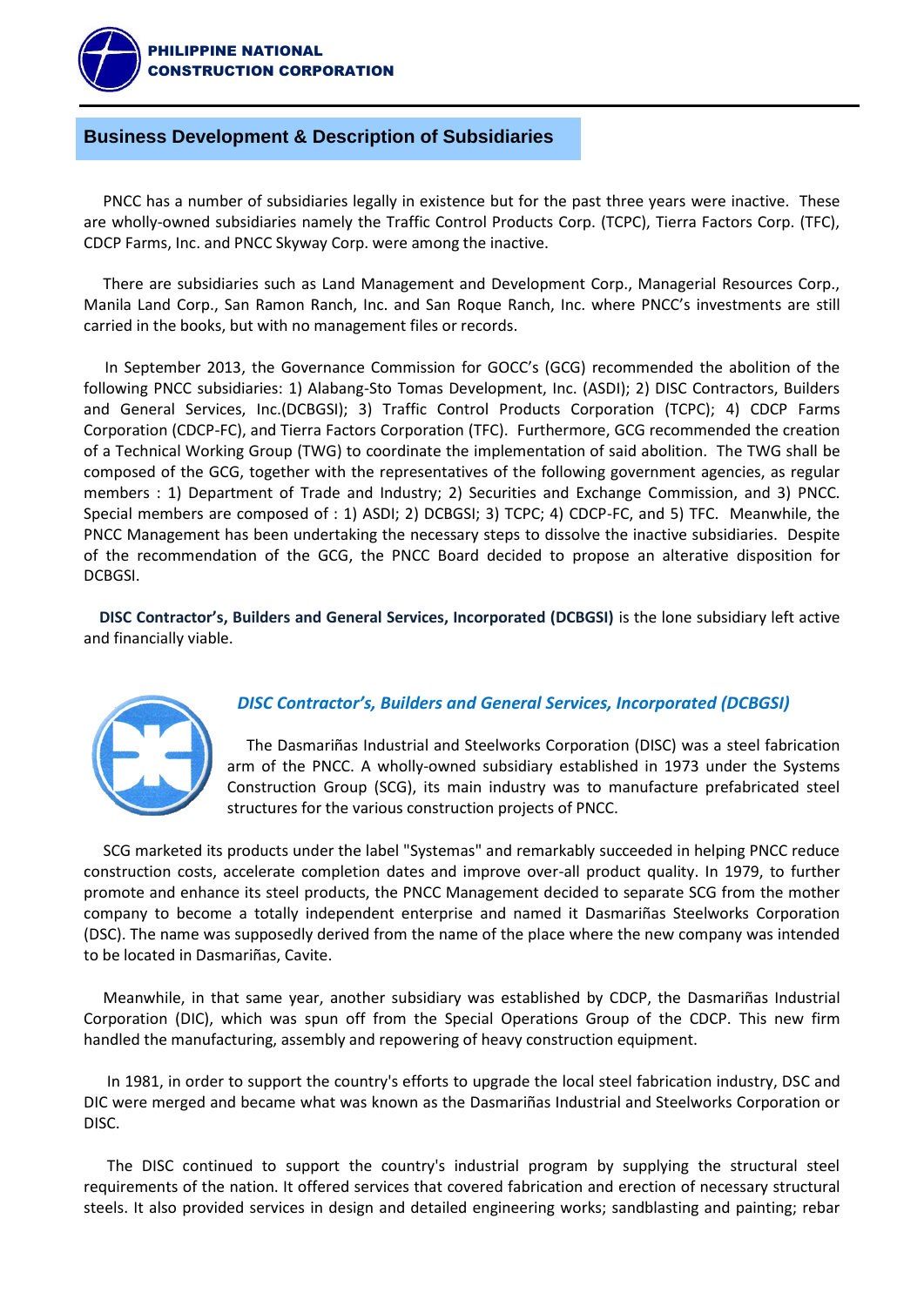## Business Development & Description of Subsidiaries

PNCC has a number of subsidiaries legally in existence but for the past three years were inactive. These are wholly-owned subsidiaries namely the Traffic Control Products Corp. (TCPC), Tierra Factors Corp. (TFC), CDCP Farms, Inc. and PNCC Skyway Corp. were among the inactive.

There are subsidiaries such as Land Management and Development Corp., Managerial Resources Corp., Manila Land Corp., San Ramon Ranch, Inc. and San Roque Ranch, Inc. where PNCC's investments are still carried in the books, but with no management files or records.

In September 2013, the Governance Commission for GOCC's (GCG) recommended the abolition of the following PNCC subsidiaries: 1) Alabang-Sto Tomas Development, Inc. (ASDI); 2) DISC Contractors, Builders and General Services, Inc.(DCBGSI); 3) Traffic Control Products Corporation (TCPC); 4) CDCP Farms Corporation (CDCP-FC), and Tierra Factors Corporation (TFC). Furthermore, GCG recommended the creation of a Technical Working Group (TWG) to coordinate the implementation of said abolition. The TWG shall be composed of the GCG, together with the representatives of the following government agencies, as regular members : 1) Department of Trade and Industry; 2) Securities and Exchange Commission, and 3) PNCC. Special members are composed of : 1) ASDI; 2) DCBGSI; 3) TCPC; 4) CDCP-FC, and 5) TFC. Meanwhile, the PNCC Management has been undertaking the necessary steps to dissolve the inactive subsidiaries. Despite of the recommendation of the GCG, the PNCC Board decided to propose an alterative disposition for DCBGSI.

**DISC Contractor's, Builders and General Services, Incorporated (DCBGSI)** is the lone subsidiary left active and financially viable.

### *DISC Contractor's, Builders and General Services, Incorporated (DCBGSI)*

The Dasmariñas Industrial and Steelworks Corporation (DISC) was a steel fabrication arm of the PNCC. A wholly-owned subsidiary established in 1973 under the Systems Construction Group (SCG), its main industry was to manufacture prefabricated steel structures for the various construction projects of PNCC.

SCG marketed its products under the label "Systemas" and remarkably succeeded in helping PNCC reduce construction costs, accelerate completion dates and improve over-all product quality. In 1979, to further promote and enhance its steel products, the PNCC Management decided to separate SCG from the mother company to become a totally independent enterprise and named it Dasmariñas Steelworks Corporation (DSC). The name was supposedly derived from the name of the place where the new company was intended to be located in Dasmariñas, Cavite.

Meanwhile, in that same year, another subsidiary was established by CDCP, the Dasmariñas Industrial Corporation (DIC), which was spun off from the Special Operations Group of the CDCP. This new firm handled the manufacturing, assembly and repowering of heavy construction equipment.

In 1981, in order to support the country's efforts to upgrade the local steel fabrication industry, DSC and DIC were merged and became what was known as the Dasmariñas Industrial and Steelworks Corporation or DISC.

The DISC continued to support the country's industrial program by supplying the structural steel requirements of the nation. It offered services that covered fabrication and erection of necessary structural steels. It also provided services in design and detailed engineering works; sandblasting and painting; rebar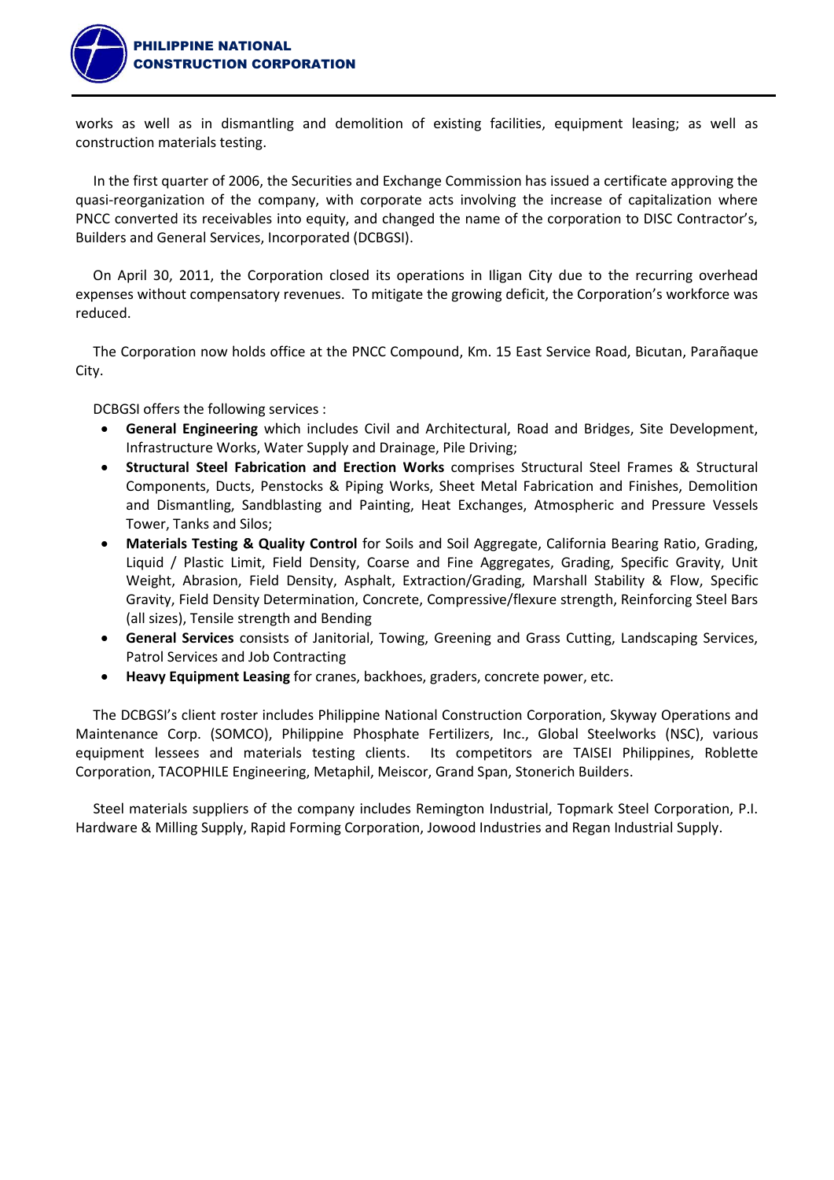works as well as in dismantling and demolition of existing facilities, equipment leasing; as well as construction materials testing.

In the first quarter of 2006, the Securities and Exchange Commission has issued a certificate approving the quasi-reorganization of the company, with corporate acts involving the increase of capitalization where PNCC converted its receivables into equity, and changed the name of the corporation to DISC Contractor's, Builders and General Services, Incorporated (DCBGSI).

On April 30, 2011, the Corporation closed its operations in Iligan City due to the recurring overhead expenses without compensatory revenues. To mitigate the growing deficit, the Corporation's workforce was reduced.

The Corporation now holds office at the PNCC Compound, Km. 15 East Service Road, Bicutan, Parañaque City.

DCBGSI offers the following services :

- **General Engineering** which includes Civil and Architectural, Road and Bridges, Site Development, Infrastructure Works, Water Supply and Drainage, Pile Driving;
- **Structural Steel Fabrication and Erection Works** comprises Structural Steel Frames & Structural Components, Ducts, Penstocks & Piping Works, Sheet Metal Fabrication and Finishes, Demolition and Dismantling, Sandblasting and Painting, Heat Exchanges, Atmospheric and Pressure Vessels Tower, Tanks and Silos;
- **Materials Testing & Quality Control** for Soils and Soil Aggregate, California Bearing Ratio, Grading, Liquid / Plastic Limit, Field Density, Coarse and Fine Aggregates, Grading, Specific Gravity, Unit Weight, Abrasion, Field Density, Asphalt, Extraction/Grading, Marshall Stability & Flow, Specific Gravity, Field Density Determination, Concrete, Compressive/flexure strength, Reinforcing Steel Bars (all sizes), Tensile strength and Bending
- **General Services** consists of Janitorial, Towing, Greening and Grass Cutting, Landscaping Services, Patrol Services and Job Contracting
- **Heavy Equipment Leasing** for cranes, backhoes, graders, concrete power, etc.

The DCBGSI's client roster includes Philippine National Construction Corporation, Skyway Operations and Maintenance Corp. (SOMCO), Philippine Phosphate Fertilizers, Inc., Global Steelworks (NSC), various equipment lessees and materials testing clients. Its competitors are TAISEI Philippines, Roblette Corporation, TACOPHILE Engineering, Metaphil, Meiscor, Grand Span, Stonerich Builders.

Steel materials suppliers of the company includes Remington Industrial, Topmark Steel Corporation, P.I. Hardware & Milling Supply, Rapid Forming Corporation, Jowood Industries and Regan Industrial Supply.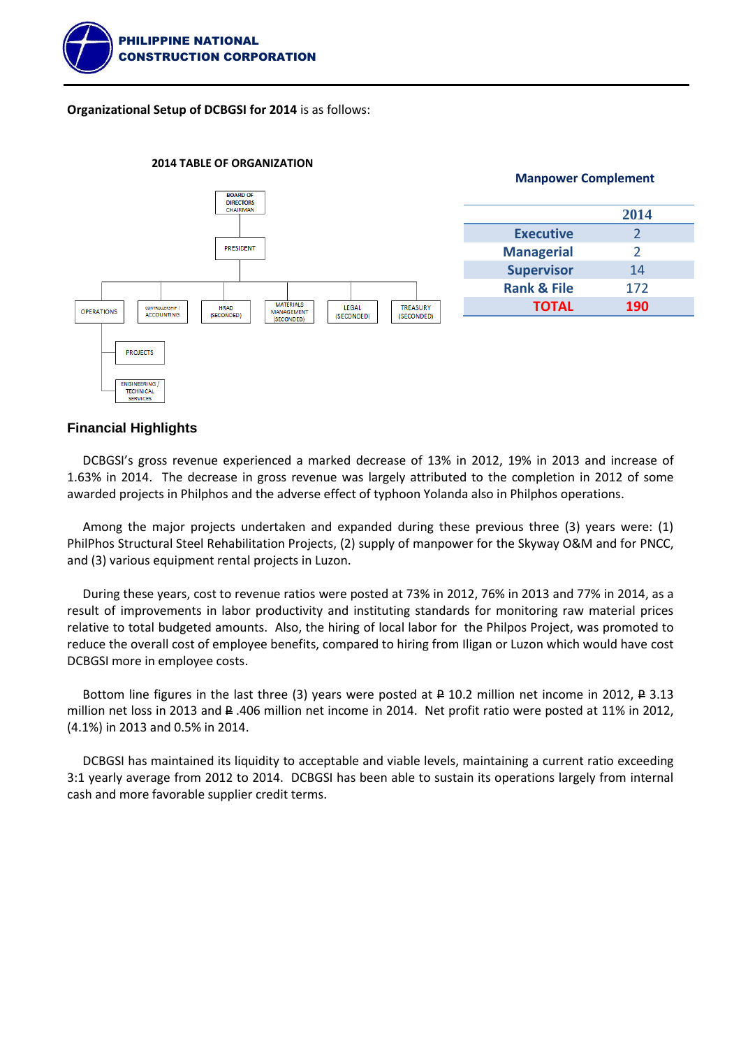**Organizational Setup of DCBGSI for 2014** is as follows:

**2014 TABLE OF ORGANIZATION**

- BOARD OF DIRECTORS CHAIRMAN
  - PRESIDENT
    - OPERATIONS
      - PROJECTS
      - ENGINEERING / TECHNICAL SERVICES
    - CONTROLLERSHIP / ACCOUNTING
    - HRAD (SECONDED)
    - MATERIALS MANAGEMENT (SECONDED)
    - LEGAL (SECONDED)
    - TREASURY (SECONDED)

**Manpower Complement**

| | 2014 |
|---|---|
| Executive | 2 |
| Managerial | 2 |
| Supervisor | 14 |
| Rank & File | 172 |
| **TOTAL** | **190** |

## Financial Highlights

DCBGSI's gross revenue experienced a marked decrease of 13% in 2012, 19% in 2013 and increase of 1.63% in 2014. The decrease in gross revenue was largely attributed to the completion in 2012 of some awarded projects in Philphos and the adverse effect of typhoon Yolanda also in Philphos operations.

Among the major projects undertaken and expanded during these previous three (3) years were: (1) PhilPhos Structural Steel Rehabilitation Projects, (2) supply of manpower for the Skyway O&M and for PNCC, and (3) various equipment rental projects in Luzon.

During these years, cost to revenue ratios were posted at 73% in 2012, 76% in 2013 and 77% in 2014, as a result of improvements in labor productivity and instituting standards for monitoring raw material prices relative to total budgeted amounts. Also, the hiring of local labor for the Philpos Project, was promoted to reduce the overall cost of employee benefits, compared to hiring from Iligan or Luzon which would have cost DCBGSI more in employee costs.

Bottom line figures in the last three (3) years were posted at ₱ 10.2 million net income in 2012, ₱ 3.13 million net loss in 2013 and ₱ .406 million net income in 2014. Net profit ratio were posted at 11% in 2012, (4.1%) in 2013 and 0.5% in 2014.

DCBGSI has maintained its liquidity to acceptable and viable levels, maintaining a current ratio exceeding 3:1 yearly average from 2012 to 2014. DCBGSI has been able to sustain its operations largely from internal cash and more favorable supplier credit terms.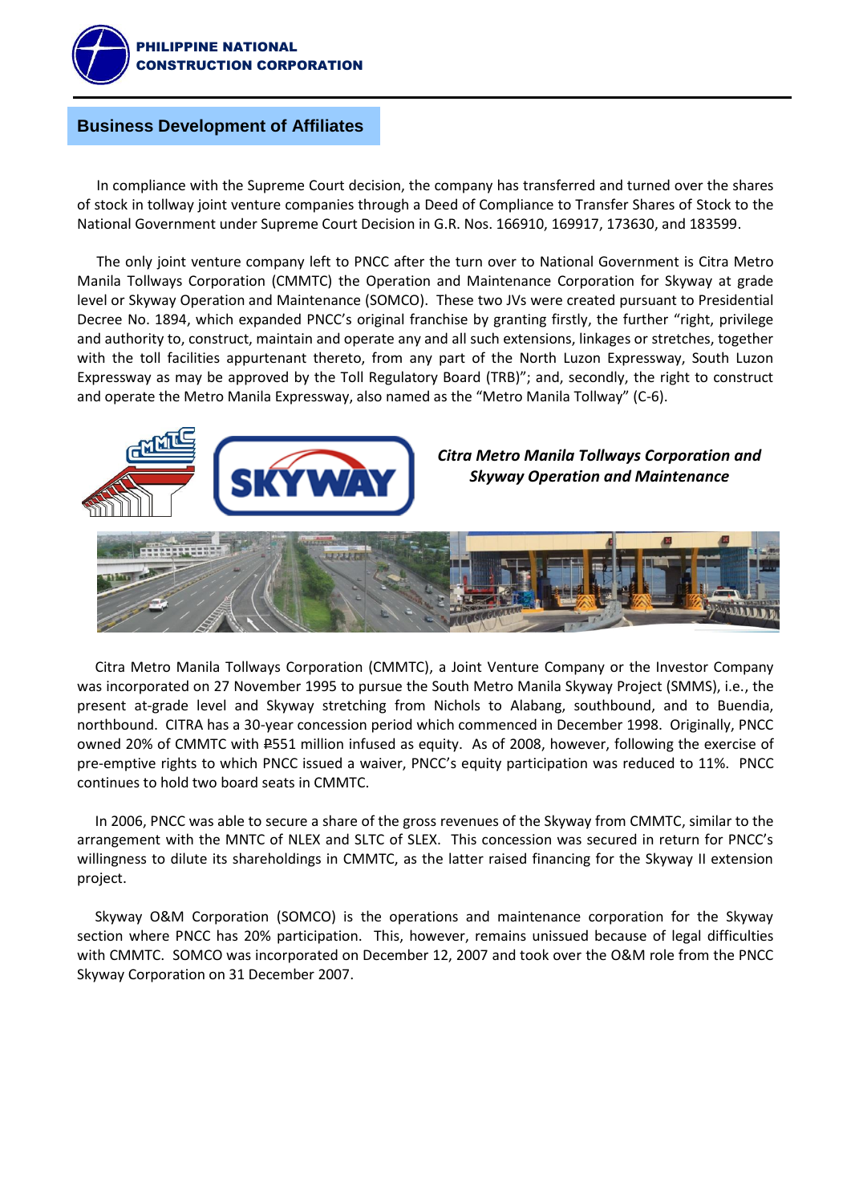## Business Development of Affiliates

In compliance with the Supreme Court decision, the company has transferred and turned over the shares of stock in tollway joint venture companies through a Deed of Compliance to Transfer Shares of Stock to the National Government under Supreme Court Decision in G.R. Nos. 166910, 169917, 173630, and 183599.

The only joint venture company left to PNCC after the turn over to National Government is Citra Metro Manila Tollways Corporation (CMMTC) the Operation and Maintenance Corporation for Skyway at grade level or Skyway Operation and Maintenance (SOMCO). These two JVs were created pursuant to Presidential Decree No. 1894, which expanded PNCC's original franchise by granting firstly, the further "right, privilege and authority to, construct, maintain and operate any and all such extensions, linkages or stretches, together with the toll facilities appurtenant thereto, from any part of the North Luzon Expressway, South Luzon Expressway as may be approved by the Toll Regulatory Board (TRB)"; and, secondly, the right to construct and operate the Metro Manila Expressway, also named as the "Metro Manila Tollway" (C-6).

***Citra Metro Manila Tollways Corporation and Skyway Operation and Maintenance***

Citra Metro Manila Tollways Corporation (CMMTC), a Joint Venture Company or the Investor Company was incorporated on 27 November 1995 to pursue the South Metro Manila Skyway Project (SMMS), i.e., the present at-grade level and Skyway stretching from Nichols to Alabang, southbound, and to Buendia, northbound. CITRA has a 30-year concession period which commenced in December 1998. Originally, PNCC owned 20% of CMMTC with ₽551 million infused as equity. As of 2008, however, following the exercise of pre-emptive rights to which PNCC issued a waiver, PNCC's equity participation was reduced to 11%. PNCC continues to hold two board seats in CMMTC.

In 2006, PNCC was able to secure a share of the gross revenues of the Skyway from CMMTC, similar to the arrangement with the MNTC of NLEX and SLTC of SLEX. This concession was secured in return for PNCC's willingness to dilute its shareholdings in CMMTC, as the latter raised financing for the Skyway II extension project.

Skyway O&M Corporation (SOMCO) is the operations and maintenance corporation for the Skyway section where PNCC has 20% participation. This, however, remains unissued because of legal difficulties with CMMTC. SOMCO was incorporated on December 12, 2007 and took over the O&M role from the PNCC Skyway Corporation on 31 December 2007.